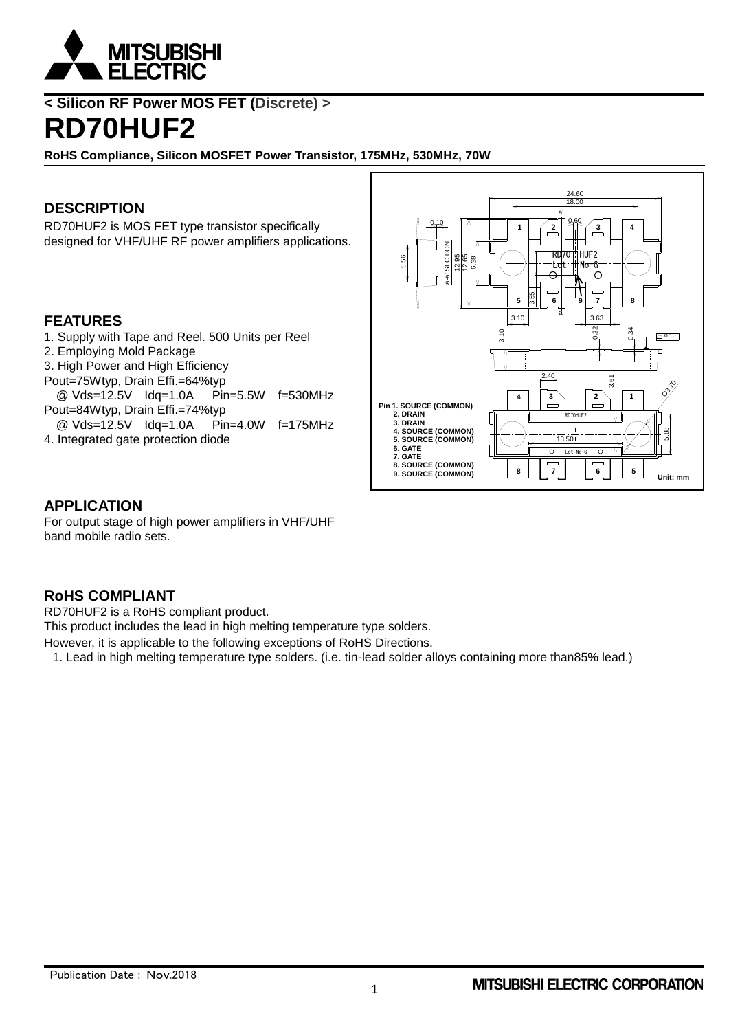**< Silicon RF Power MOS FET (Discrete) >**

# RD70HUF2

**RoHS Compliance, Silicon MOSFET Power Transistor, 175MHz, 530MHz, 70W**

## DESCRIPTION

RD70HUF2 is MOS FET type transistor specifically designed for VHF/UHF RF power amplifiers applications.

## FEATURES

1. Supply with Tape and Reel. 500 Units per Reel
2. Employing Mold Package
3. High Power and High Efficiency
   Pout=75Wtyp, Drain Effi.=64%typ
   @ Vds=12.5V Idq=1.0A Pin=5.5W f=530MHz
   Pout=84Wtyp, Drain Effi.=74%typ
   @ Vds=12.5V Idq=1.0A Pin=4.0W f=175MHz
4. Integrated gate protection diode

**Pin**
1. SOURCE (COMMON)
2. DRAIN
3. DRAIN
4. SOURCE (COMMON)
5. SOURCE (COMMON)
6. GATE
7. GATE
8. SOURCE (COMMON)
9. SOURCE (COMMON)

Unit: mm

## APPLICATION

For output stage of high power amplifiers in VHF/UHF band mobile radio sets.

## RoHS COMPLIANT

RD70HUF2 is a RoHS compliant product.
This product includes the lead in high melting temperature type solders.
However, it is applicable to the following exceptions of RoHS Directions.

1. Lead in high melting temperature type solders. (i.e. tin-lead solder alloys containing more than85% lead.)

Publication Date : Nov.2018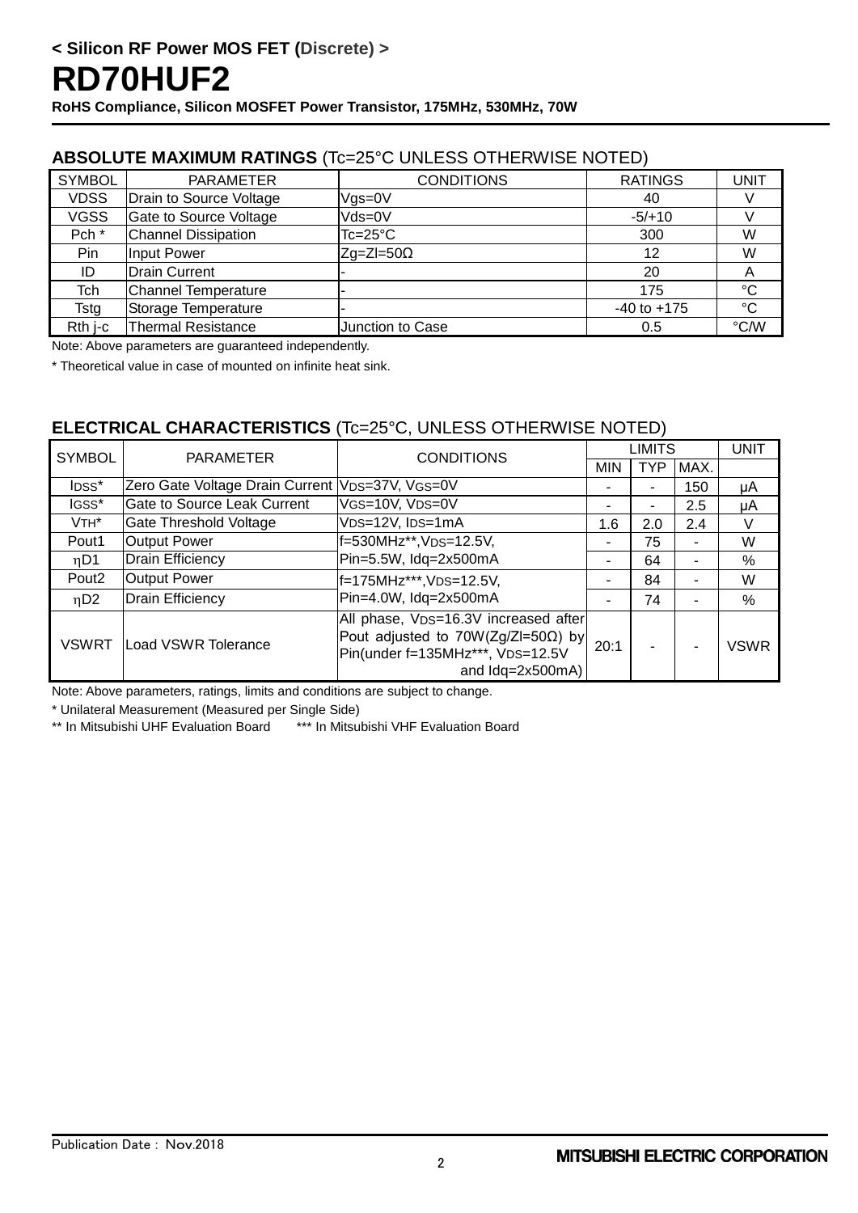**< Silicon RF Power MOS FET (Discrete) >**

# RD70HUF2

**RoHS Compliance, Silicon MOSFET Power Transistor, 175MHz, 530MHz, 70W**

## ABSOLUTE MAXIMUM RATINGS (Tc=25°C UNLESS OTHERWISE NOTED)

| SYMBOL | PARAMETER | CONDITIONS | RATINGS | UNIT |
|---|---|---|---|---|
| VDSS | Drain to Source Voltage | Vgs=0V | 40 | V |
| VGSS | Gate to Source Voltage | Vds=0V | -5/+10 | V |
| Pch * | Channel Dissipation | Tc=25°C | 300 | W |
| Pin | Input Power | Zg=Zl=50Ω | 12 | W |
| ID | Drain Current | - | 20 | A |
| Tch | Channel Temperature | - | 175 | °C |
| Tstg | Storage Temperature | - | -40 to +175 | °C |
| Rth j-c | Thermal Resistance | Junction to Case | 0.5 | °C/W |

Note: Above parameters are guaranteed independently.

* Theoretical value in case of mounted on infinite heat sink.

## ELECTRICAL CHARACTERISTICS (Tc=25°C, UNLESS OTHERWISE NOTED)

| SYMBOL | PARAMETER | CONDITIONS | LIMITS | | | UNIT |
|---|---|---|---|---|---|---|
| | | | MIN | TYP | MAX. | |
| $I_{DSS}$* | Zero Gate Voltage Drain Current | $V_{DS}$=37V, $V_{GS}$=0V | - | - | 150 | μA |
| $I_{GSS}$* | Gate to Source Leak Current | $V_{GS}$=10V, $V_{DS}$=0V | - | - | 2.5 | μA |
| $V_{TH}$* | Gate Threshold Voltage | $V_{DS}$=12V, $I_{DS}$=1mA | 1.6 | 2.0 | 2.4 | V |
| Pout1 | Output Power | f=530MHz**, $V_{DS}$=12.5V, Pin=5.5W, Idq=2x500mA | - | 75 | - | W |
| $\eta$D1 | Drain Efficiency | | - | 64 | - | % |
| Pout2 | Output Power | f=175MHz***, $V_{DS}$=12.5V, Pin=4.0W, Idq=2x500mA | - | 84 | - | W |
| $\eta$D2 | Drain Efficiency | | - | 74 | - | % |
| VSWRT | Load VSWR Tolerance | All phase, $V_{DS}$=16.3V increased after Pout adjusted to 70W(Zg/Zl=50Ω) by Pin(under f=135MHz***, $V_{DS}$=12.5V and Idq=2x500mA) | 20:1 | - | - | VSWR |

Note: Above parameters, ratings, limits and conditions are subject to change.

* Unilateral Measurement (Measured per Single Side)

** In Mitsubishi UHF Evaluation Board  *** In Mitsubishi VHF Evaluation Board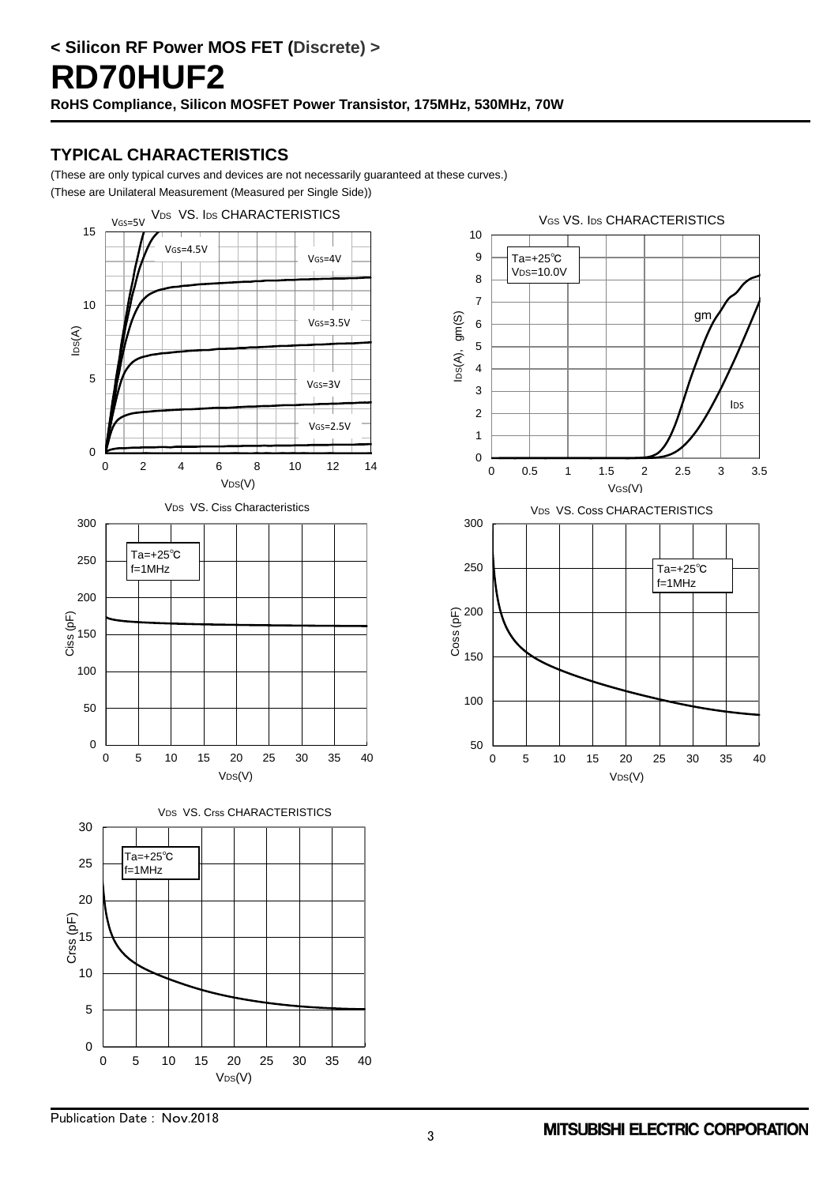# < Silicon RF Power MOS FET (Discrete) >

# RD70HUF2

**RoHS Compliance, Silicon MOSFET Power Transistor, 175MHz, 530MHz, 70W**

## TYPICAL CHARACTERISTICS

(These are only typical curves and devices are not necessarily guaranteed at these curves.)

(These are Unilateral Measurement (Measured per Single Side))

$V_{DS}$ VS. $I_{DS}$ CHARACTERISTICS

$V_{GS}$ VS. $I_{DS}$ CHARACTERISTICS

$V_{DS}$ VS. Ciss Characteristics

$V_{DS}$ VS. Coss CHARACTERISTICS

$V_{DS}$ VS. Crss CHARACTERISTICS

Publication Date : Nov.2018

MITSUBISHI ELECTRIC CORPORATION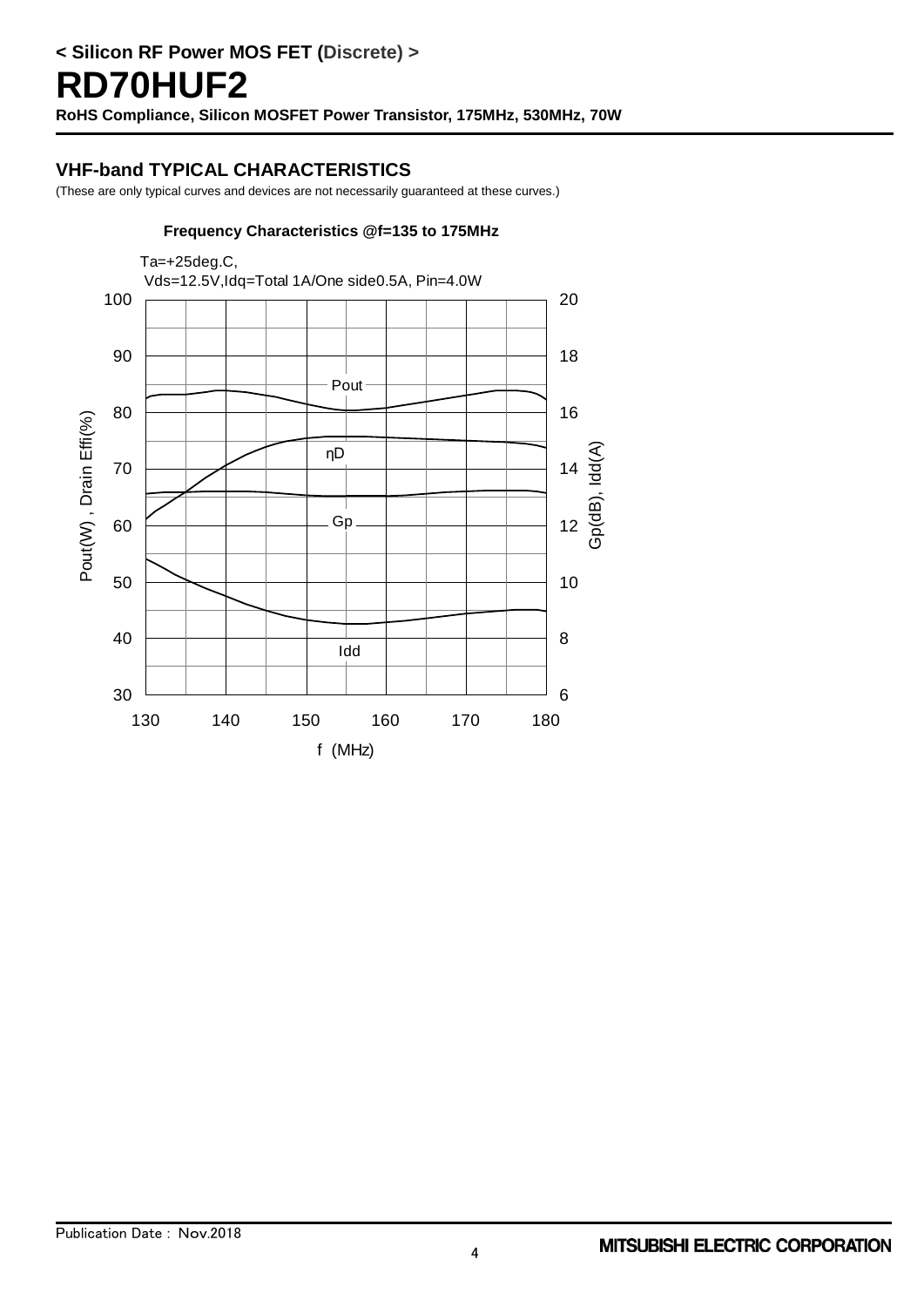< Silicon RF Power MOS FET (Discrete) >

# RD70HUF2

**RoHS Compliance, Silicon MOSFET Power Transistor, 175MHz, 530MHz, 70W**

## VHF-band TYPICAL CHARACTERISTICS

(These are only typical curves and devices are not necessarily guaranteed at these curves.)

**Frequency Characteristics @f=135 to 175MHz**

Ta=+25deg.C,
Vds=12.5V,Idq=Total 1A/One side0.5A, Pin=4.0W

Left axis: Pout(W) , Drain Effi(%) (30 to 100)
Right axis: Gp(dB), Idd(A) (6 to 20)
Horizontal axis: f (MHz) (130 to 180)

Curves: Pout, ηD, Gp, Idd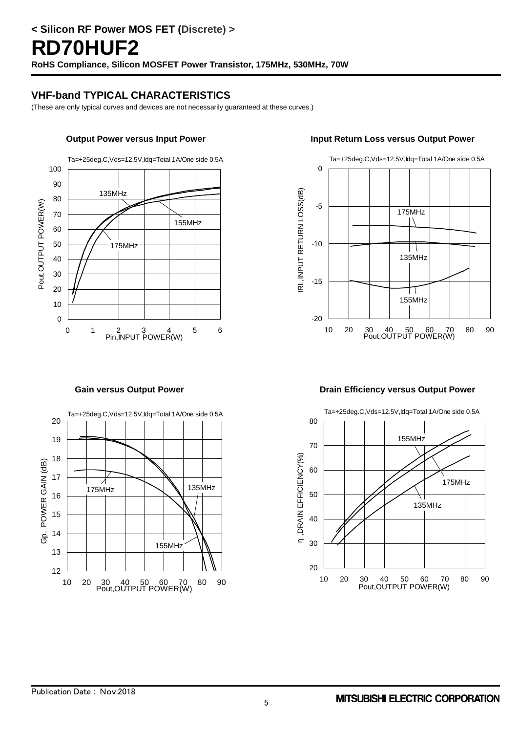< Silicon RF Power MOS FET (Discrete) >

# RD70HUF2

**RoHS Compliance, Silicon MOSFET Power Transistor, 175MHz, 530MHz, 70W**

## VHF-band TYPICAL CHARACTERISTICS

(These are only typical curves and devices are not necessarily guaranteed at these curves.)

**Output Power versus Input Power**

Ta=+25deg.C,Vds=12.5V,Idq=Total 1A/One side 0.5A

**Input Return Loss versus Output Power**

Ta=+25deg.C,Vds=12.5V,Idq=Total 1A/One side 0.5A

**Gain versus Output Power**

Ta=+25deg.C,Vds=12.5V,Idq=Total 1A/One side 0.5A

**Drain Efficiency versus Output Power**

Ta=+25deg.C,Vds=12.5V,Idq=Total 1A/One side 0.5A

Publication Date : Nov.2018

MITSUBISHI ELECTRIC CORPORATION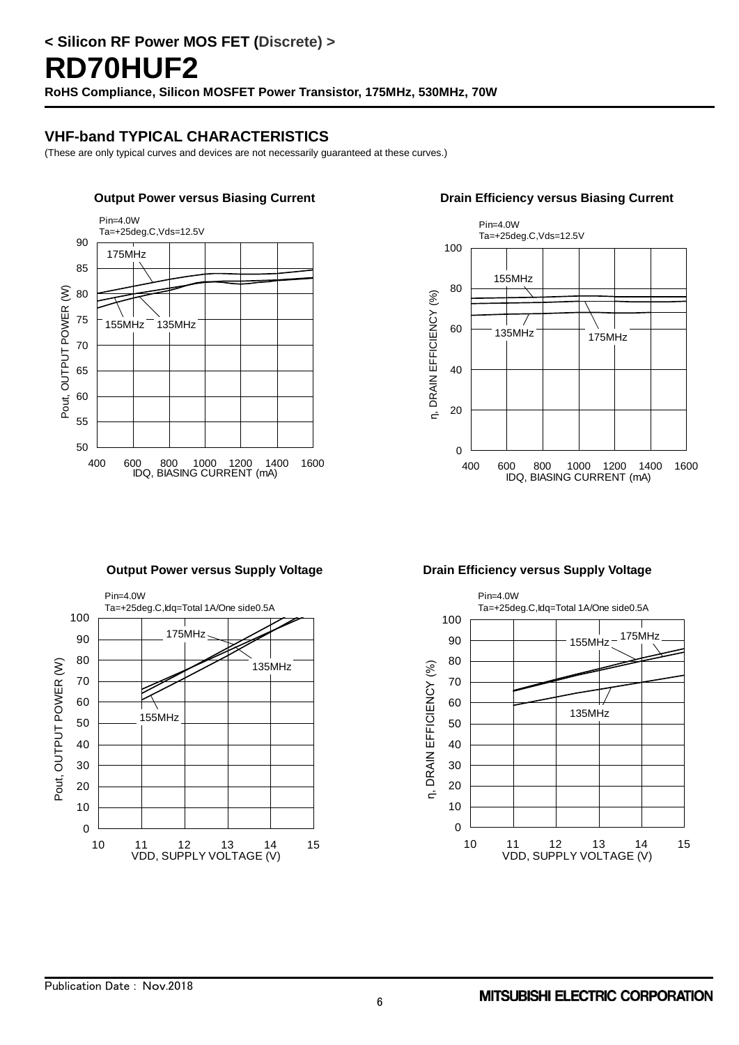## < Silicon RF Power MOS FET (Discrete) >

# RD70HUF2

**RoHS Compliance, Silicon MOSFET Power Transistor, 175MHz, 530MHz, 70W**

## VHF-band TYPICAL CHARACTERISTICS

(These are only typical curves and devices are not necessarily guaranteed at these curves.)

**Output Power versus Biasing Current**

Pin=4.0W
Ta=+25deg.C,Vds=12.5V

**Drain Efficiency versus Biasing Current**

Pin=4.0W
Ta=+25deg.C,Vds=12.5V

**Output Power versus Supply Voltage**

Pin=4.0W
Ta=+25deg.C,Idq=Total 1A/One side0.5A

**Drain Efficiency versus Supply Voltage**

Pin=4.0W
Ta=+25deg.C,Idq=Total 1A/One side0.5A

Publication Date : Nov.2018

MITSUBISHI ELECTRIC CORPORATION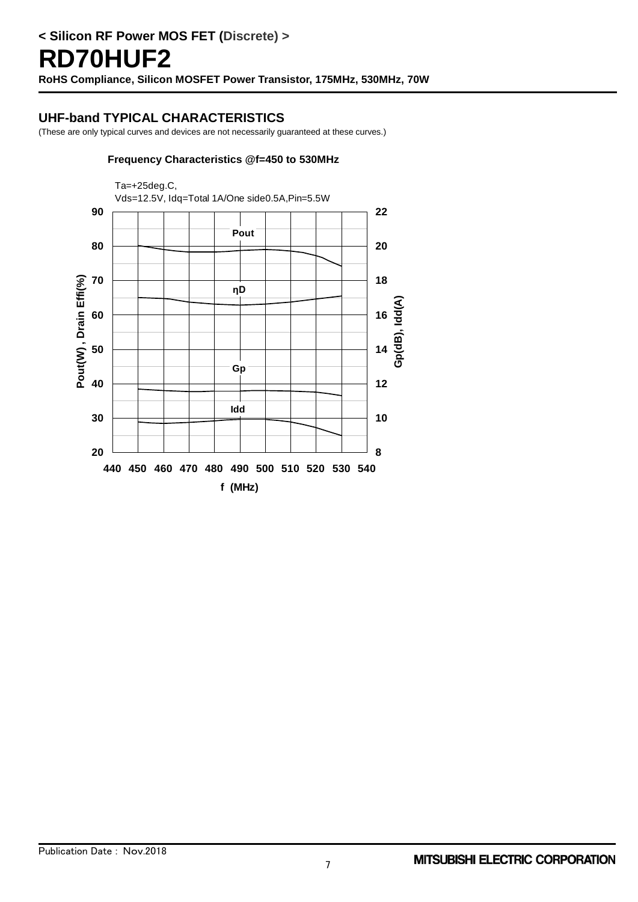# < Silicon RF Power MOS FET (Discrete) >

# RD70HUF2

**RoHS Compliance, Silicon MOSFET Power Transistor, 175MHz, 530MHz, 70W**

## UHF-band TYPICAL CHARACTERISTICS

(These are only typical curves and devices are not necessarily guaranteed at these curves.)

**Frequency Characteristics @f=450 to 530MHz**

Ta=+25deg.C,
Vds=12.5V, Idq=Total 1A/One side0.5A,Pin=5.5W

Pout(W) , Drain Effi(%): 20, 30, 40, 50, 60, 70, 80, 90

Gp(dB), Idd(A): 8, 10, 12, 14, 16, 18, 20, 22

Curves: Pout, ηD, Gp, Idd

f (MHz): 440, 450, 460, 470, 480, 490, 500, 510, 520, 530, 540

Publication Date : Nov.2018

MITSUBISHI ELECTRIC CORPORATION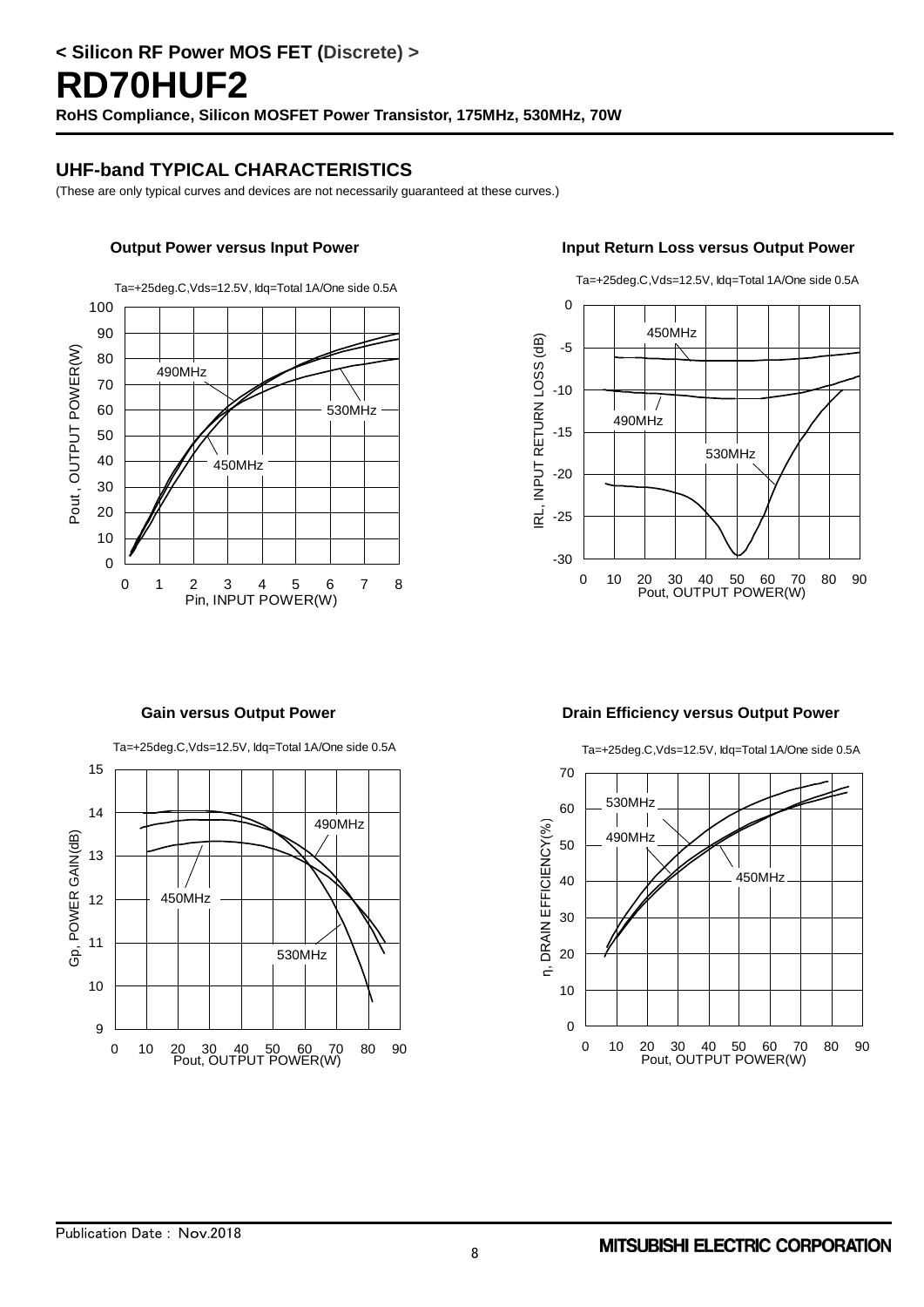## < Silicon RF Power MOS FET (Discrete) >

# RD70HUF2

**RoHS Compliance, Silicon MOSFET Power Transistor, 175MHz, 530MHz, 70W**

## UHF-band TYPICAL CHARACTERISTICS

(These are only typical curves and devices are not necessarily guaranteed at these curves.)

**Output Power versus Input Power**

Ta=+25deg.C,Vds=12.5V, Idq=Total 1A/One side 0.5A

**Input Return Loss versus Output Power**

Ta=+25deg.C,Vds=12.5V, Idq=Total 1A/One side 0.5A

**Gain versus Output Power**

Ta=+25deg.C,Vds=12.5V, Idq=Total 1A/One side 0.5A

**Drain Efficiency versus Output Power**

Ta=+25deg.C,Vds=12.5V, Idq=Total 1A/One side 0.5A

Publication Date : Nov.2018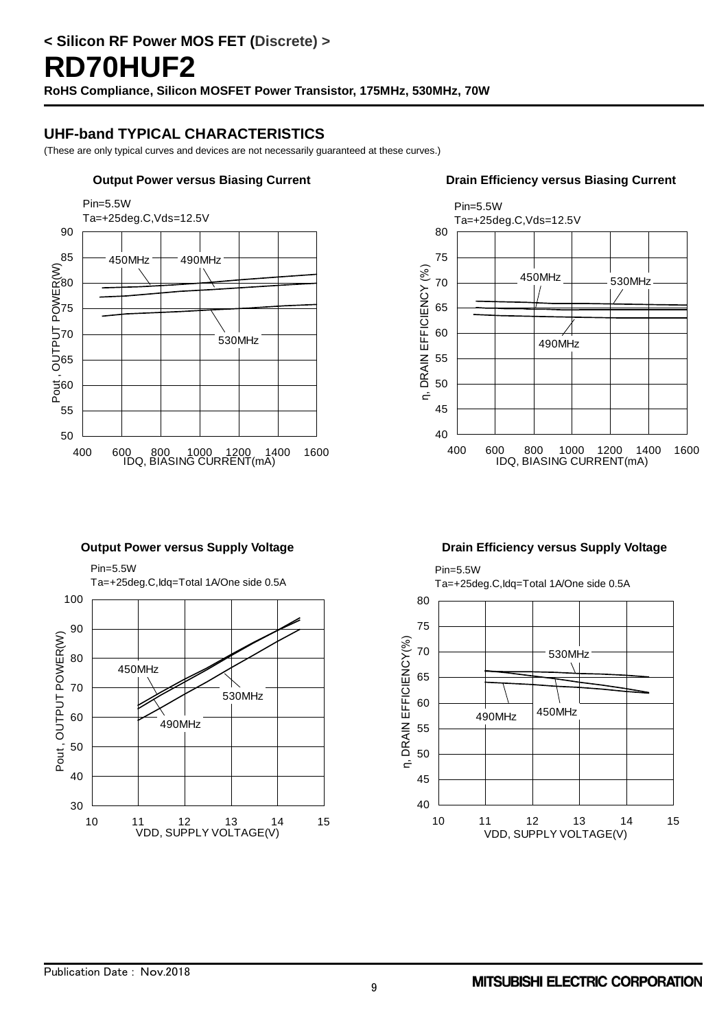## < Silicon RF Power MOS FET (Discrete) >

# RD70HUF2

**RoHS Compliance, Silicon MOSFET Power Transistor, 175MHz, 530MHz, 70W**

## UHF-band TYPICAL CHARACTERISTICS

(These are only typical curves and devices are not necessarily guaranteed at these curves.)

**Output Power versus Biasing Current**

Pin=5.5W
Ta=+25deg.C,Vds=12.5V

Y-axis: Pout , OUTPUT POWER(W) (50–90); X-axis: IDQ, BIASING CURRENT(mA) (400–1600); curves: 450MHz, 490MHz, 530MHz

**Drain Efficiency versus Biasing Current**

Pin=5.5W
Ta=+25deg.C,Vds=12.5V

Y-axis: η, DRAIN EFFICIENCY (%) (40–80); X-axis: IDQ, BIASING CURRENT(mA) (400–1600); curves: 450MHz, 490MHz, 530MHz

**Output Power versus Supply Voltage**

Pin=5.5W
Ta=+25deg.C,Idq=Total 1A/One side 0.5A

Y-axis: Pout, OUTPUT POWER(W) (30–100); X-axis: VDD, SUPPLY VOLTAGE(V) (10–15); curves: 450MHz, 490MHz, 530MHz

**Drain Efficiency versus Supply Voltage**

Pin=5.5W
Ta=+25deg.C,Idq=Total 1A/One side 0.5A

Y-axis: η, DRAIN EFFICIENCY(%) (40–80); X-axis: VDD, SUPPLY VOLTAGE(V) (10–15); curves: 450MHz, 490MHz, 530MHz

Publication Date : Nov.2018

MITSUBISHI ELECTRIC CORPORATION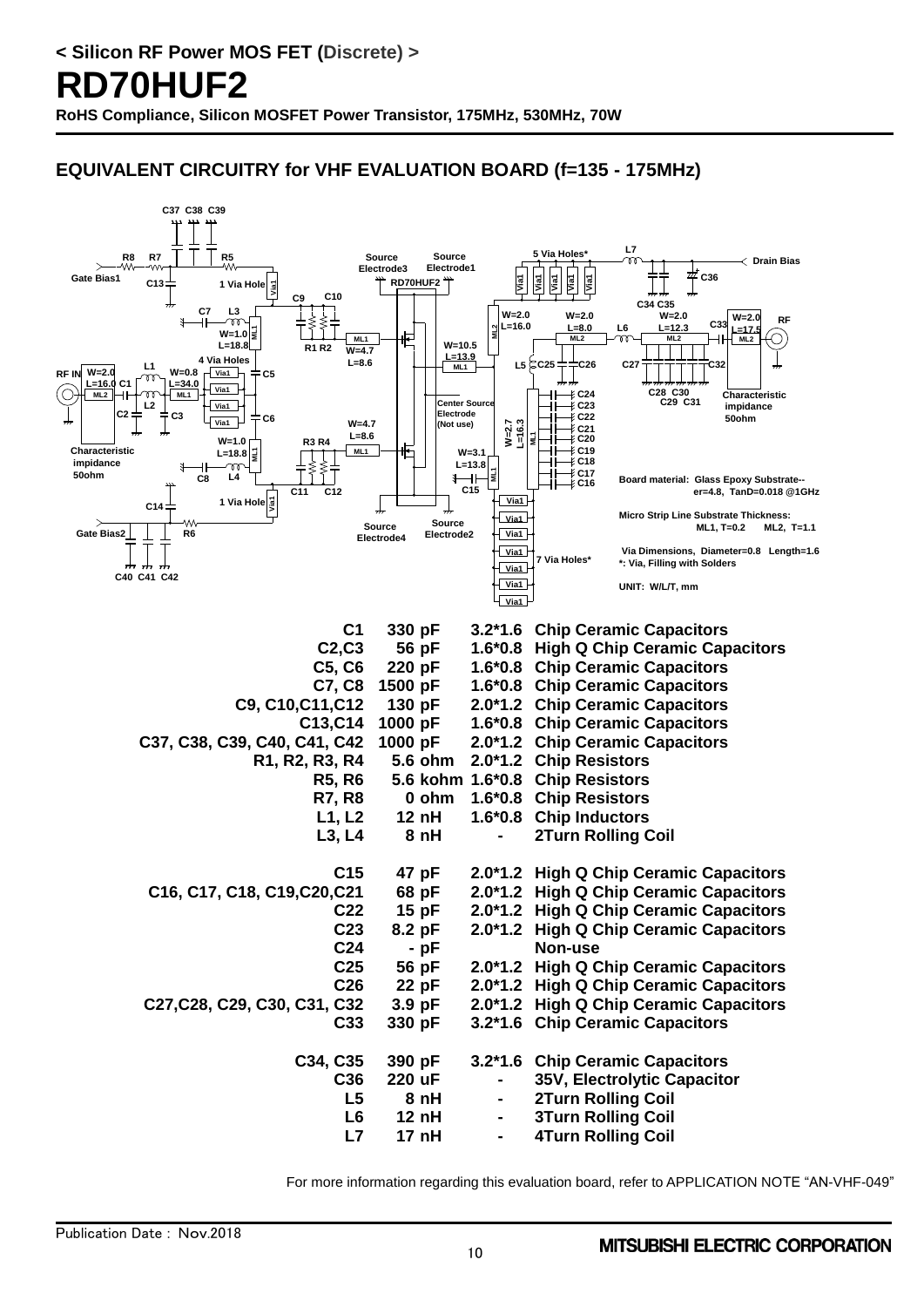< Silicon RF Power MOS FET (Discrete) >

# RD70HUF2

**RoHS Compliance, Silicon MOSFET Power Transistor, 175MHz, 530MHz, 70W**

## EQUIVALENT CIRCUITRY for VHF EVALUATION BOARD (f=135 - 175MHz)

Board material: Glass Epoxy Substrate-- er=4.8, TanD=0.018 @1GHz

Micro Strip Line Substrate Thickness: ML1, T=0.2 ML2, T=1.1

Via Dimensions, Diameter=0.8 Length=1.6
*: Via, Filling with Solders

UNIT: W/L/T, mm

| Part | Value | Size | Description |
|---|---|---|---|
| C1 | 330 pF | 3.2*1.6 | Chip Ceramic Capacitors |
| C2,C3 | 56 pF | 1.6*0.8 | High Q Chip Ceramic Capacitors |
| C5, C6 | 220 pF | 1.6*0.8 | Chip Ceramic Capacitors |
| C7, C8 | 1500 pF | 1.6*0.8 | Chip Ceramic Capacitors |
| C9, C10,C11,C12 | 130 pF | 2.0*1.2 | Chip Ceramic Capacitors |
| C13,C14 | 1000 pF | 1.6*0.8 | Chip Ceramic Capacitors |
| C37, C38, C39, C40, C41, C42 | 1000 pF | 2.0*1.2 | Chip Ceramic Capacitors |
| R1, R2, R3, R4 | 5.6 ohm | 2.0*1.2 | Chip Resistors |
| R5, R6 | 5.6 kohm | 1.6*0.8 | Chip Resistors |
| R7, R8 | 0 ohm | 1.6*0.8 | Chip Resistors |
| L1, L2 | 12 nH | 1.6*0.8 | Chip Inductors |
| L3, L4 | 8 nH | - | 2Turn Rolling Coil |
| C15 | 47 pF | 2.0*1.2 | High Q Chip Ceramic Capacitors |
| C16, C17, C18, C19,C20,C21 | 68 pF | 2.0*1.2 | High Q Chip Ceramic Capacitors |
| C22 | 15 pF | 2.0*1.2 | High Q Chip Ceramic Capacitors |
| C23 | 8.2 pF | 2.0*1.2 | High Q Chip Ceramic Capacitors |
| C24 | - pF | | Non-use |
| C25 | 56 pF | 2.0*1.2 | High Q Chip Ceramic Capacitors |
| C26 | 22 pF | 2.0*1.2 | High Q Chip Ceramic Capacitors |
| C27,C28, C29, C30, C31, C32 | 3.9 pF | 2.0*1.2 | High Q Chip Ceramic Capacitors |
| C33 | 330 pF | 3.2*1.6 | Chip Ceramic Capacitors |
| C34, C35 | 390 pF | 3.2*1.6 | Chip Ceramic Capacitors |
| C36 | 220 uF | - | 35V, Electrolytic Capacitor |
| L5 | 8 nH | - | 2Turn Rolling Coil |
| L6 | 12 nH | - | 3Turn Rolling Coil |
| L7 | 17 nH | - | 4Turn Rolling Coil |

For more information regarding this evaluation board, refer to APPLICATION NOTE "AN-VHF-049"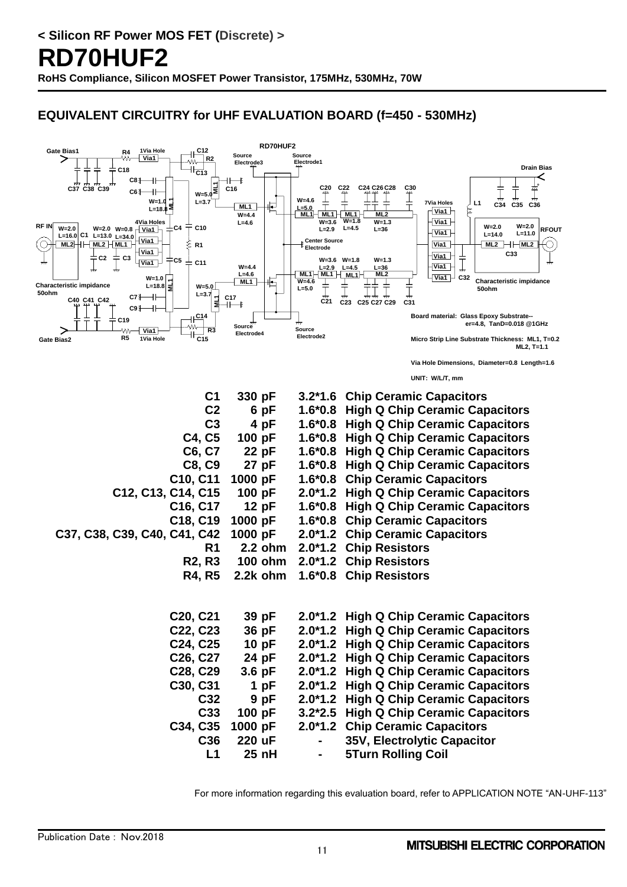< Silicon RF Power MOS FET (Discrete) >

# RD70HUF2

**RoHS Compliance, Silicon MOSFET Power Transistor, 175MHz, 530MHz, 70W**

## EQUIVALENT CIRCUITRY for UHF EVALUATION BOARD (f=450 - 530MHz)

Board material: Glass Epoxy Substrate-- er=4.8, TanD=0.018 @1GHz

Micro Strip Line Substrate Thickness: ML1, T=0.2 ML2, T=1.1

Via Hole Dimensions, Diameter=0.8 Length=1.6

UNIT: W/L/T, mm

| Part | Value | Size | Description |
|---|---|---|---|
| C1 | 330 pF | 3.2*1.6 | Chip Ceramic Capacitors |
| C2 | 6 pF | 1.6*0.8 | High Q Chip Ceramic Capacitors |
| C3 | 4 pF | 1.6*0.8 | High Q Chip Ceramic Capacitors |
| C4, C5 | 100 pF | 1.6*0.8 | High Q Chip Ceramic Capacitors |
| C6, C7 | 22 pF | 1.6*0.8 | High Q Chip Ceramic Capacitors |
| C8, C9 | 27 pF | 1.6*0.8 | High Q Chip Ceramic Capacitors |
| C10, C11 | 1000 pF | 1.6*0.8 | Chip Ceramic Capacitors |
| C12, C13, C14, C15 | 100 pF | 2.0*1.2 | High Q Chip Ceramic Capacitors |
| C16, C17 | 12 pF | 1.6*0.8 | High Q Chip Ceramic Capacitors |
| C18, C19 | 1000 pF | 1.6*0.8 | Chip Ceramic Capacitors |
| C37, C38, C39, C40, C41, C42 | 1000 pF | 2.0*1.2 | Chip Ceramic Capacitors |
| R1 | 2.2 ohm | 2.0*1.2 | Chip Resistors |
| R2, R3 | 100 ohm | 2.0*1.2 | Chip Resistors |
| R4, R5 | 2.2k ohm | 1.6*0.8 | Chip Resistors |
| C20, C21 | 39 pF | 2.0*1.2 | High Q Chip Ceramic Capacitors |
| C22, C23 | 36 pF | 2.0*1.2 | High Q Chip Ceramic Capacitors |
| C24, C25 | 10 pF | 2.0*1.2 | High Q Chip Ceramic Capacitors |
| C26, C27 | 24 pF | 2.0*1.2 | High Q Chip Ceramic Capacitors |
| C28, C29 | 3.6 pF | 2.0*1.2 | High Q Chip Ceramic Capacitors |
| C30, C31 | 1 pF | 2.0*1.2 | High Q Chip Ceramic Capacitors |
| C32 | 9 pF | 2.0*1.2 | High Q Chip Ceramic Capacitors |
| C33 | 100 pF | 3.2*2.5 | High Q Chip Ceramic Capacitors |
| C34, C35 | 1000 pF | 2.0*1.2 | Chip Ceramic Capacitors |
| C36 | 220 uF | - | 35V, Electrolytic Capacitor |
| L1 | 25 nH | - | 5Turn Rolling Coil |

For more information regarding this evaluation board, refer to APPLICATION NOTE "AN-UHF-113"

Publication Date : Nov.2018

MITSUBISHI ELECTRIC CORPORATION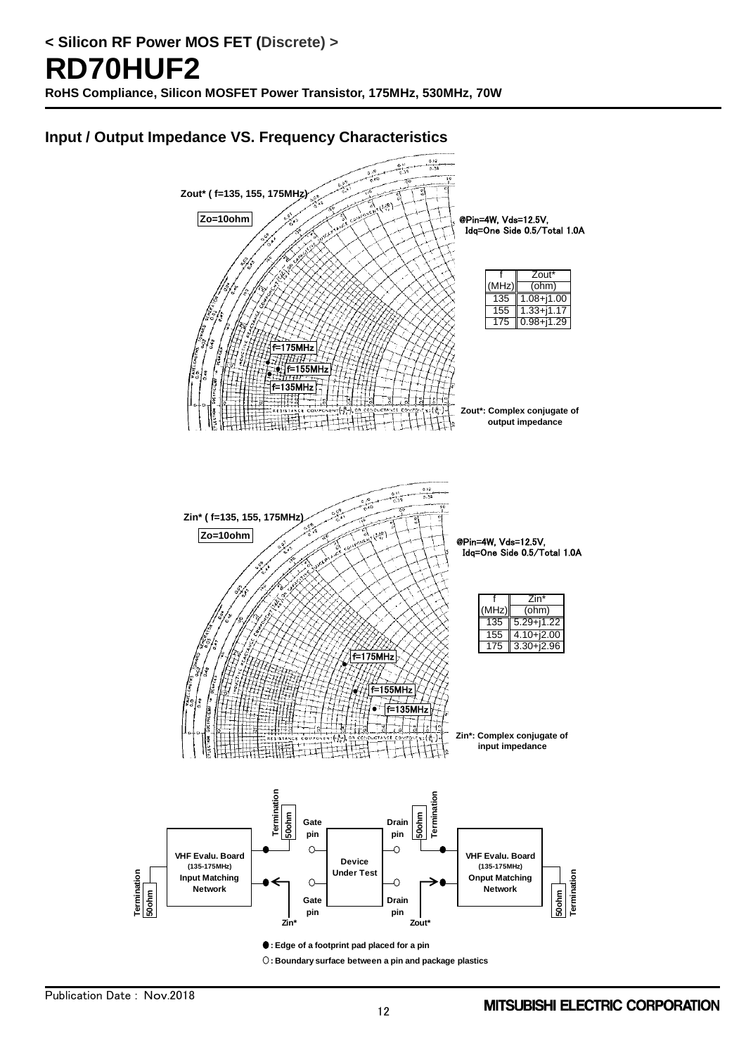## Input / Output Impedance VS. Frequency Characteristics

Zout* ( f=135, 155, 175MHz)

Zo=10ohm

@Pin=4W, Vds=12.5V,
Idq=One Side 0.5/Total 1.0A

| f (MHz) | Zout* (ohm) |
|---|---|
| 135 | 1.08+j1.00 |
| 155 | 1.33+j1.17 |
| 175 | 0.98+j1.29 |

Zout*: Complex conjugate of output impedance

Zin* ( f=135, 155, 175MHz)

Zo=10ohm

@Pin=4W, Vds=12.5V,
Idq=One Side 0.5/Total 1.0A

| f (MHz) | Zin* (ohm) |
|---|---|
| 135 | 5.29+j1.22 |
| 155 | 4.10+j2.00 |
| 175 | 3.30+j2.96 |

Zin*: Complex conjugate of input impedance

●: Edge of a footprint pad placed for a pin

○: Boundary surface between a pin and package plastics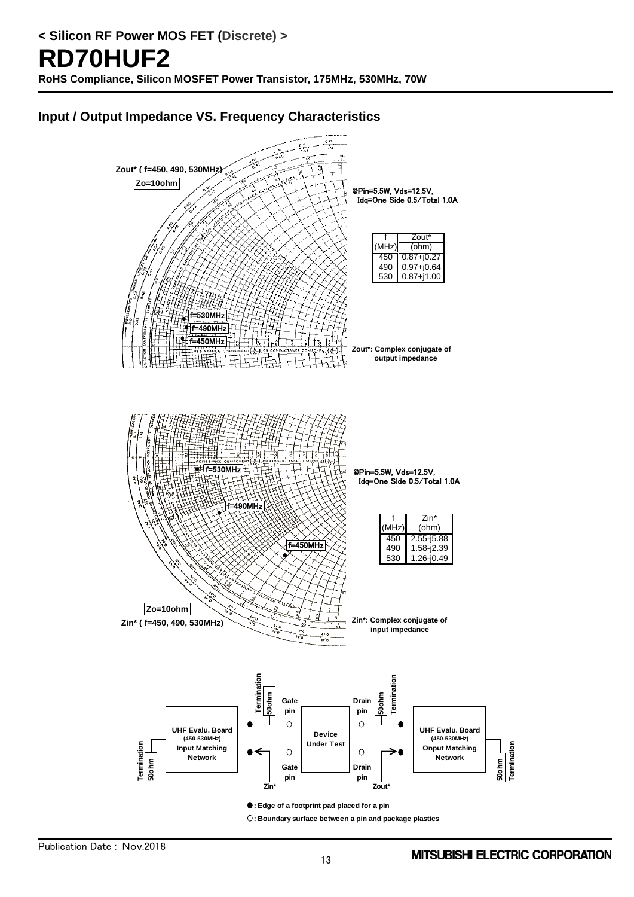## Input / Output Impedance VS. Frequency Characteristics

Zout* ( f=450, 490, 530MHz)

Zo=10ohm

@Pin=5.5W, Vds=12.5V, Idq=One Side 0.5/Total 1.0A

| f (MHz) | Zout* (ohm) |
|---|---|
| 450 | 0.87+j0.27 |
| 490 | 0.97+j0.64 |
| 530 | 0.87+j1.00 |

Zout*: Complex conjugate of output impedance

@Pin=5.5W, Vds=12.5V, Idq=One Side 0.5/Total 1.0A

| f (MHz) | Zin* (ohm) |
|---|---|
| 450 | 2.55-j5.88 |
| 490 | 1.58-j2.39 |
| 530 | 1.26-j0.49 |

Zo=10ohm

Zin* ( f=450, 490, 530MHz)

Zin*: Complex conjugate of input impedance

●: Edge of a footprint pad placed for a pin

○: Boundary surface between a pin and package plastics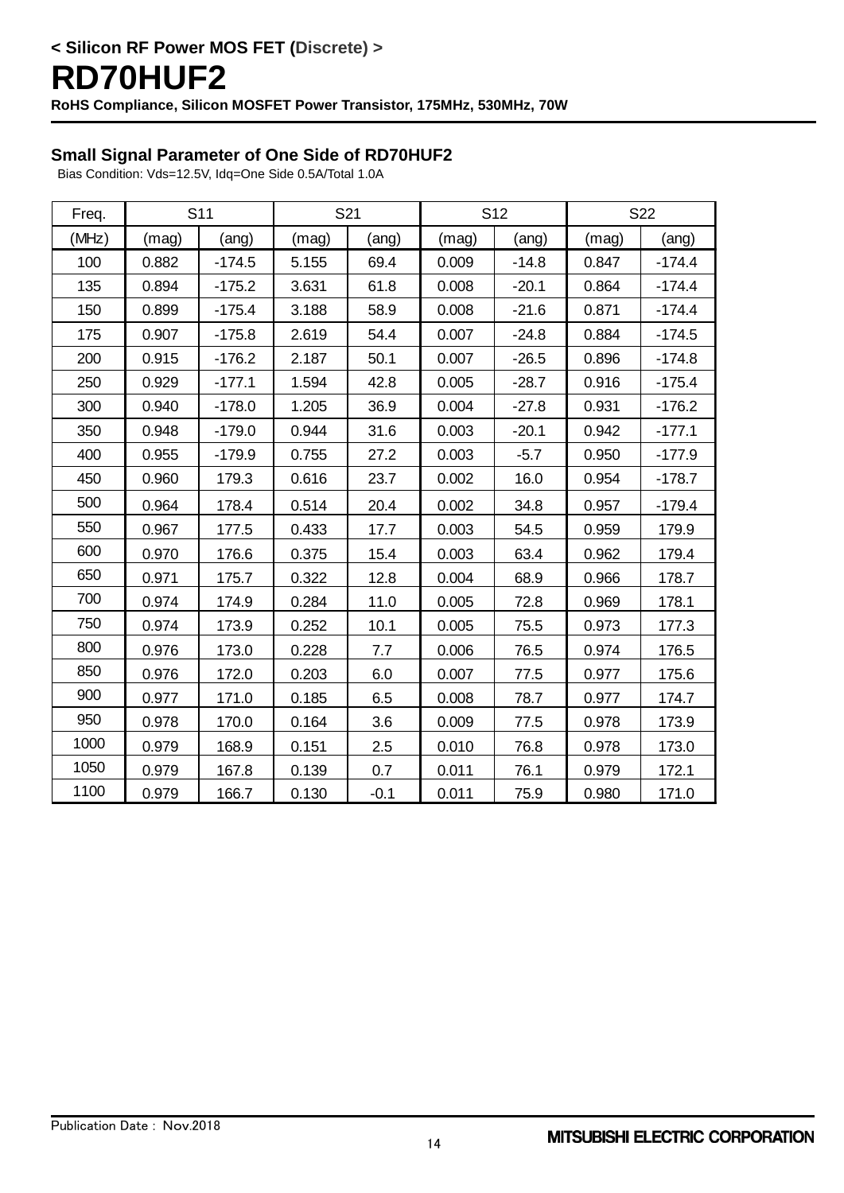< Silicon RF Power MOS FET (Discrete) >

# RD70HUF2

**RoHS Compliance, Silicon MOSFET Power Transistor, 175MHz, 530MHz, 70W**

### Small Signal Parameter of One Side of RD70HUF2

Bias Condition: Vds=12.5V, Idq=One Side 0.5A/Total 1.0A

| Freq. | S11 | | S21 | | S12 | | S22 | |
|---|---|---|---|---|---|---|---|---|
| (MHz) | (mag) | (ang) | (mag) | (ang) | (mag) | (ang) | (mag) | (ang) |
| 100 | 0.882 | -174.5 | 5.155 | 69.4 | 0.009 | -14.8 | 0.847 | -174.4 |
| 135 | 0.894 | -175.2 | 3.631 | 61.8 | 0.008 | -20.1 | 0.864 | -174.4 |
| 150 | 0.899 | -175.4 | 3.188 | 58.9 | 0.008 | -21.6 | 0.871 | -174.4 |
| 175 | 0.907 | -175.8 | 2.619 | 54.4 | 0.007 | -24.8 | 0.884 | -174.5 |
| 200 | 0.915 | -176.2 | 2.187 | 50.1 | 0.007 | -26.5 | 0.896 | -174.8 |
| 250 | 0.929 | -177.1 | 1.594 | 42.8 | 0.005 | -28.7 | 0.916 | -175.4 |
| 300 | 0.940 | -178.0 | 1.205 | 36.9 | 0.004 | -27.8 | 0.931 | -176.2 |
| 350 | 0.948 | -179.0 | 0.944 | 31.6 | 0.003 | -20.1 | 0.942 | -177.1 |
| 400 | 0.955 | -179.9 | 0.755 | 27.2 | 0.003 | -5.7 | 0.950 | -177.9 |
| 450 | 0.960 | 179.3 | 0.616 | 23.7 | 0.002 | 16.0 | 0.954 | -178.7 |
| 500 | 0.964 | 178.4 | 0.514 | 20.4 | 0.002 | 34.8 | 0.957 | -179.4 |
| 550 | 0.967 | 177.5 | 0.433 | 17.7 | 0.003 | 54.5 | 0.959 | 179.9 |
| 600 | 0.970 | 176.6 | 0.375 | 15.4 | 0.003 | 63.4 | 0.962 | 179.4 |
| 650 | 0.971 | 175.7 | 0.322 | 12.8 | 0.004 | 68.9 | 0.966 | 178.7 |
| 700 | 0.974 | 174.9 | 0.284 | 11.0 | 0.005 | 72.8 | 0.969 | 178.1 |
| 750 | 0.974 | 173.9 | 0.252 | 10.1 | 0.005 | 75.5 | 0.973 | 177.3 |
| 800 | 0.976 | 173.0 | 0.228 | 7.7 | 0.006 | 76.5 | 0.974 | 176.5 |
| 850 | 0.976 | 172.0 | 0.203 | 6.0 | 0.007 | 77.5 | 0.977 | 175.6 |
| 900 | 0.977 | 171.0 | 0.185 | 6.5 | 0.008 | 78.7 | 0.977 | 174.7 |
| 950 | 0.978 | 170.0 | 0.164 | 3.6 | 0.009 | 77.5 | 0.978 | 173.9 |
| 1000 | 0.979 | 168.9 | 0.151 | 2.5 | 0.010 | 76.8 | 0.978 | 173.0 |
| 1050 | 0.979 | 167.8 | 0.139 | 0.7 | 0.011 | 76.1 | 0.979 | 172.1 |
| 1100 | 0.979 | 166.7 | 0.130 | -0.1 | 0.011 | 75.9 | 0.980 | 171.0 |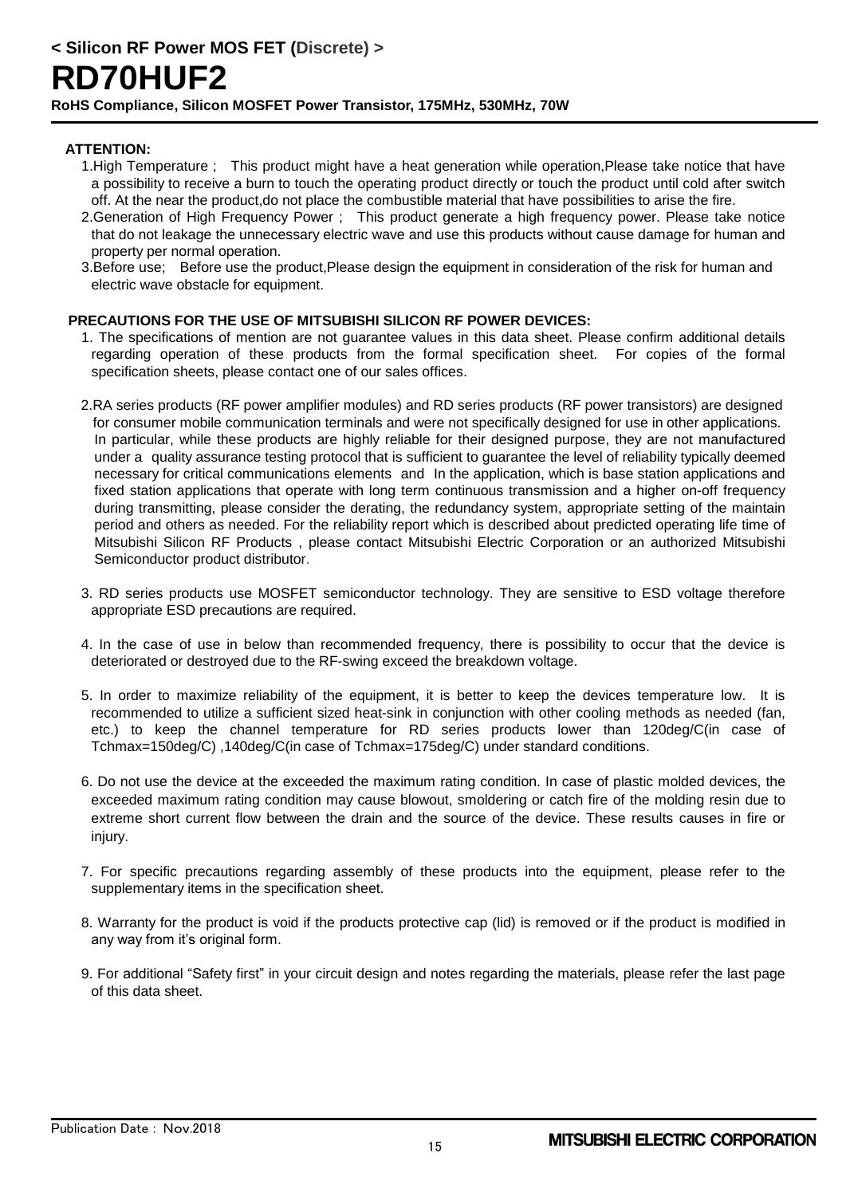**ATTENTION:**

1. High Temperature ; This product might have a heat generation while operation,Please take notice that have a possibility to receive a burn to touch the operating product directly or touch the product until cold after switch off. At the near the product,do not place the combustible material that have possibilities to arise the fire.
2. Generation of High Frequency Power ; This product generate a high frequency power. Please take notice that do not leakage the unnecessary electric wave and use this products without cause damage for human and property per normal operation.
3. Before use; Before use the product,Please design the equipment in consideration of the risk for human and electric wave obstacle for equipment.

**PRECAUTIONS FOR THE USE OF MITSUBISHI SILICON RF POWER DEVICES:**

1. The specifications of mention are not guarantee values in this data sheet. Please confirm additional details regarding operation of these products from the formal specification sheet. For copies of the formal specification sheets, please contact one of our sales offices.

2. RA series products (RF power amplifier modules) and RD series products (RF power transistors) are designed for consumer mobile communication terminals and were not specifically designed for use in other applications. In particular, while these products are highly reliable for their designed purpose, they are not manufactured under a quality assurance testing protocol that is sufficient to guarantee the level of reliability typically deemed necessary for critical communications elements and In the application, which is base station applications and fixed station applications that operate with long term continuous transmission and a higher on-off frequency during transmitting, please consider the derating, the redundancy system, appropriate setting of the maintain period and others as needed. For the reliability report which is described about predicted operating life time of Mitsubishi Silicon RF Products , please contact Mitsubishi Electric Corporation or an authorized Mitsubishi Semiconductor product distributor.

3. RD series products use MOSFET semiconductor technology. They are sensitive to ESD voltage therefore appropriate ESD precautions are required.

4. In the case of use in below than recommended frequency, there is possibility to occur that the device is deteriorated or destroyed due to the RF-swing exceed the breakdown voltage.

5. In order to maximize reliability of the equipment, it is better to keep the devices temperature low. It is recommended to utilize a sufficient sized heat-sink in conjunction with other cooling methods as needed (fan, etc.) to keep the channel temperature for RD series products lower than 120deg/C(in case of Tchmax=150deg/C) ,140deg/C(in case of Tchmax=175deg/C) under standard conditions.

6. Do not use the device at the exceeded the maximum rating condition. In case of plastic molded devices, the exceeded maximum rating condition may cause blowout, smoldering or catch fire of the molding resin due to extreme short current flow between the drain and the source of the device. These results causes in fire or injury.

7. For specific precautions regarding assembly of these products into the equipment, please refer to the supplementary items in the specification sheet.

8. Warranty for the product is void if the products protective cap (lid) is removed or if the product is modified in any way from it's original form.

9. For additional "Safety first" in your circuit design and notes regarding the materials, please refer the last page of this data sheet.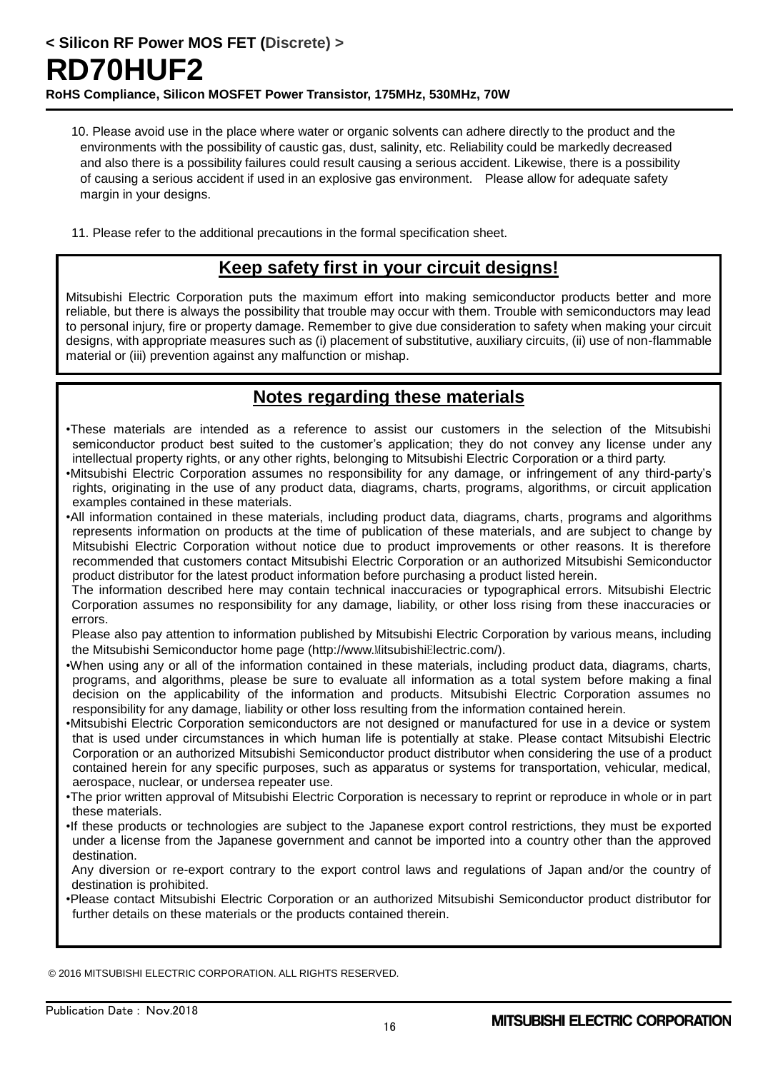10. Please avoid use in the place where water or organic solvents can adhere directly to the product and the environments with the possibility of caustic gas, dust, salinity, etc. Reliability could be markedly decreased and also there is a possibility failures could result causing a serious accident. Likewise, there is a possibility of causing a serious accident if used in an explosive gas environment. Please allow for adequate safety margin in your designs.

11. Please refer to the additional precautions in the formal specification sheet.

## Keep safety first in your circuit designs!

Mitsubishi Electric Corporation puts the maximum effort into making semiconductor products better and more reliable, but there is always the possibility that trouble may occur with them. Trouble with semiconductors may lead to personal injury, fire or property damage. Remember to give due consideration to safety when making your circuit designs, with appropriate measures such as (i) placement of substitutive, auxiliary circuits, (ii) use of non-flammable material or (iii) prevention against any malfunction or mishap.

## Notes regarding these materials

•These materials are intended as a reference to assist our customers in the selection of the Mitsubishi semiconductor product best suited to the customer's application; they do not convey any license under any intellectual property rights, or any other rights, belonging to Mitsubishi Electric Corporation or a third party.

•Mitsubishi Electric Corporation assumes no responsibility for any damage, or infringement of any third-party's rights, originating in the use of any product data, diagrams, charts, programs, algorithms, or circuit application examples contained in these materials.

•All information contained in these materials, including product data, diagrams, charts, programs and algorithms represents information on products at the time of publication of these materials, and are subject to change by Mitsubishi Electric Corporation without notice due to product improvements or other reasons. It is therefore recommended that customers contact Mitsubishi Electric Corporation or an authorized Mitsubishi Semiconductor product distributor for the latest product information before purchasing a product listed herein.
The information described here may contain technical inaccuracies or typographical errors. Mitsubishi Electric Corporation assumes no responsibility for any damage, liability, or other loss rising from these inaccuracies or errors.
Please also pay attention to information published by Mitsubishi Electric Corporation by various means, including the Mitsubishi Semiconductor home page (http://www.MitsubishiElectric.com/).

•When using any or all of the information contained in these materials, including product data, diagrams, charts, programs, and algorithms, please be sure to evaluate all information as a total system before making a final decision on the applicability of the information and products. Mitsubishi Electric Corporation assumes no responsibility for any damage, liability or other loss resulting from the information contained herein.

•Mitsubishi Electric Corporation semiconductors are not designed or manufactured for use in a device or system that is used under circumstances in which human life is potentially at stake. Please contact Mitsubishi Electric Corporation or an authorized Mitsubishi Semiconductor product distributor when considering the use of a product contained herein for any specific purposes, such as apparatus or systems for transportation, vehicular, medical, aerospace, nuclear, or undersea repeater use.

•The prior written approval of Mitsubishi Electric Corporation is necessary to reprint or reproduce in whole or in part these materials.

•If these products or technologies are subject to the Japanese export control restrictions, they must be exported under a license from the Japanese government and cannot be imported into a country other than the approved destination.
Any diversion or re-export contrary to the export control laws and regulations of Japan and/or the country of destination is prohibited.

•Please contact Mitsubishi Electric Corporation or an authorized Mitsubishi Semiconductor product distributor for further details on these materials or the products contained therein.

© 2016 MITSUBISHI ELECTRIC CORPORATION. ALL RIGHTS RESERVED.